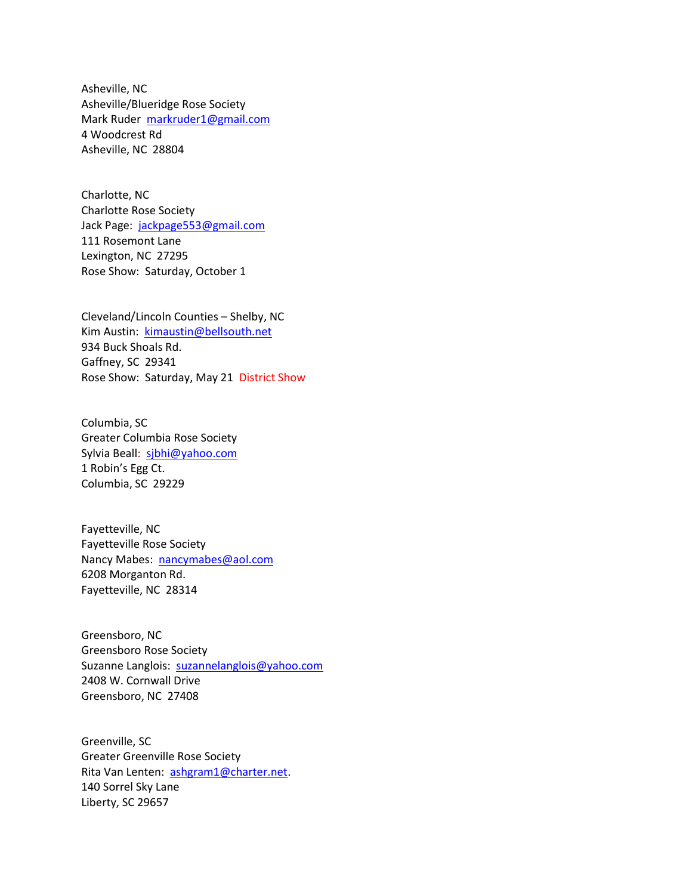Asheville, NC
Asheville/Blueridge Rose Society
Mark Ruder  markruder1@gmail.com
4 Woodcrest Rd
Asheville, NC  28804

Charlotte, NC
Charlotte Rose Society
Jack Page:  jackpage553@gmail.com
111 Rosemont Lane
Lexington, NC  27295
Rose Show:  Saturday, October 1

Cleveland/Lincoln Counties – Shelby, NC
Kim Austin:  kimaustin@bellsouth.net
934 Buck Shoals Rd.
Gaffney, SC  29341
Rose Show:  Saturday, May 21  District Show

Columbia, SC
Greater Columbia Rose Society
Sylvia Beall:  sjbhi@yahoo.com
1 Robin's Egg Ct.
Columbia, SC  29229

Fayetteville, NC
Fayetteville Rose Society
Nancy Mabes:  nancymabes@aol.com
6208 Morganton Rd.
Fayetteville, NC  28314

Greensboro, NC
Greensboro Rose Society
Suzanne Langlois:  suzannelanglois@yahoo.com
2408 W. Cornwall Drive
Greensboro, NC  27408

Greenville, SC
Greater Greenville Rose Society
Rita Van Lenten:  ashgram1@charter.net.
140 Sorrel Sky Lane
Liberty, SC 29657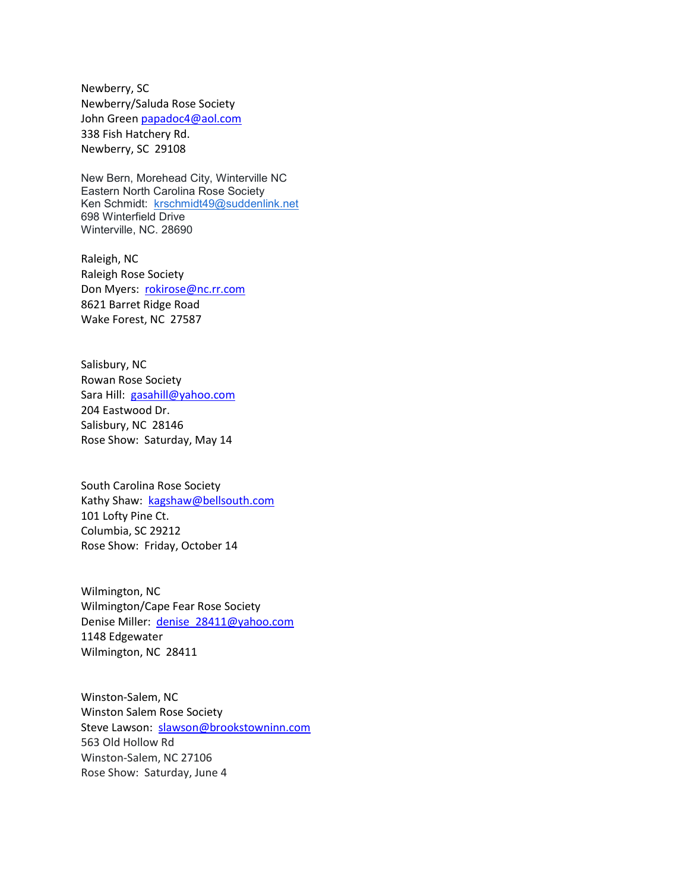Newberry, SC
Newberry/Saluda Rose Society
John Green papadoc4@aol.com
338 Fish Hatchery Rd.
Newberry, SC 29108

New Bern, Morehead City, Winterville NC
Eastern North Carolina Rose Society
Ken Schmidt: krschmidt49@suddenlink.net
698 Winterfield Drive
Winterville, NC. 28690

Raleigh, NC
Raleigh Rose Society
Don Myers: rokirose@nc.rr.com
8621 Barret Ridge Road
Wake Forest, NC 27587

Salisbury, NC
Rowan Rose Society
Sara Hill: gasahill@yahoo.com
204 Eastwood Dr.
Salisbury, NC 28146
Rose Show: Saturday, May 14

South Carolina Rose Society
Kathy Shaw: kagshaw@bellsouth.com
101 Lofty Pine Ct.
Columbia, SC 29212
Rose Show: Friday, October 14

Wilmington, NC
Wilmington/Cape Fear Rose Society
Denise Miller: denise_28411@yahoo.com
1148 Edgewater
Wilmington, NC 28411

Winston-Salem, NC
Winston Salem Rose Society
Steve Lawson: slawson@brookstowninn.com
563 Old Hollow Rd
Winston-Salem, NC 27106
Rose Show: Saturday, June 4